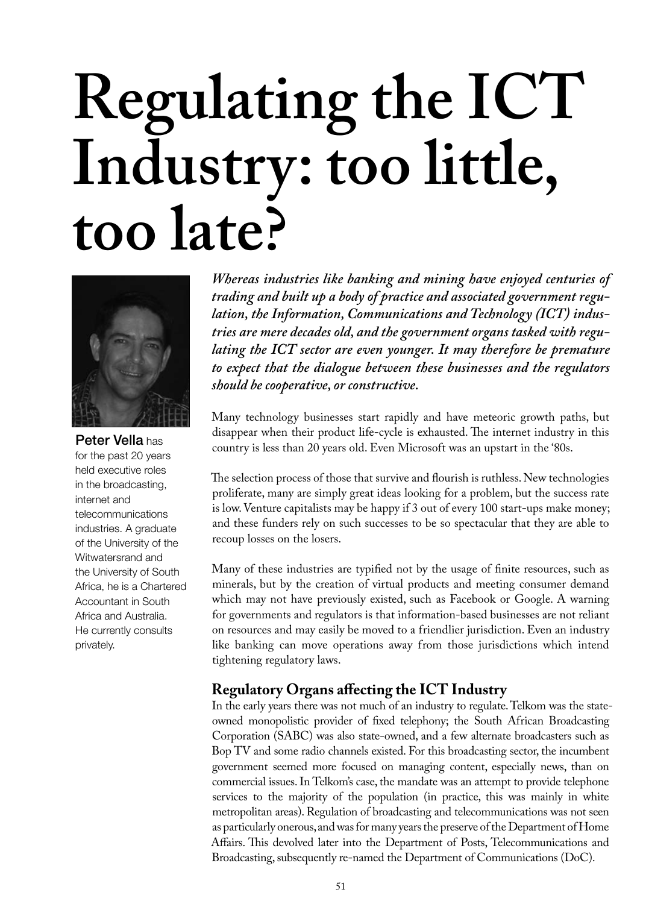# Regulating the ICT Industry: too little, too late?

**Peter Vella** has for the past 20 years held executive roles in the broadcasting, internet and telecommunications industries. A graduate of the University of the Witwatersrand and the University of South Africa, he is a Chartered Accountant in South Africa and Australia. He currently consults privately.

***Whereas industries like banking and mining have enjoyed centuries of trading and built up a body of practice and associated government regulation, the Information, Communications and Technology (ICT) industries are mere decades old, and the government organs tasked with regulating the ICT sector are even younger. It may therefore be premature to expect that the dialogue between these businesses and the regulators should be cooperative, or constructive.***

Many technology businesses start rapidly and have meteoric growth paths, but disappear when their product life-cycle is exhausted. The internet industry in this country is less than 20 years old. Even Microsoft was an upstart in the '80s.

The selection process of those that survive and flourish is ruthless. New technologies proliferate, many are simply great ideas looking for a problem, but the success rate is low. Venture capitalists may be happy if 3 out of every 100 start-ups make money; and these funders rely on such successes to be so spectacular that they are able to recoup losses on the losers.

Many of these industries are typified not by the usage of finite resources, such as minerals, but by the creation of virtual products and meeting consumer demand which may not have previously existed, such as Facebook or Google. A warning for governments and regulators is that information-based businesses are not reliant on resources and may easily be moved to a friendlier jurisdiction. Even an industry like banking can move operations away from those jurisdictions which intend tightening regulatory laws.

## Regulatory Organs affecting the ICT Industry

In the early years there was not much of an industry to regulate. Telkom was the state-owned monopolistic provider of fixed telephony; the South African Broadcasting Corporation (SABC) was also state-owned, and a few alternate broadcasters such as Bop TV and some radio channels existed. For this broadcasting sector, the incumbent government seemed more focused on managing content, especially news, than on commercial issues. In Telkom's case, the mandate was an attempt to provide telephone services to the majority of the population (in practice, this was mainly in white metropolitan areas). Regulation of broadcasting and telecommunications was not seen as particularly onerous, and was for many years the preserve of the Department of Home Affairs. This devolved later into the Department of Posts, Telecommunications and Broadcasting, subsequently re-named the Department of Communications (DoC).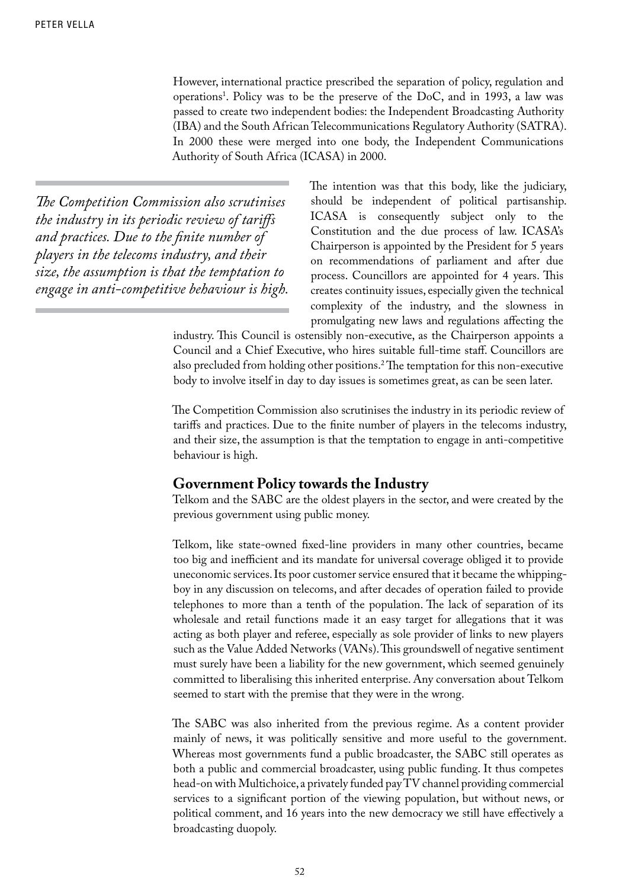However, international practice prescribed the separation of policy, regulation and operations[1]. Policy was to be the preserve of the DoC, and in 1993, a law was passed to create two independent bodies: the Independent Broadcasting Authority (IBA) and the South African Telecommunications Regulatory Authority (SATRA). In 2000 these were merged into one body, the Independent Communications Authority of South Africa (ICASA) in 2000.

> *The Competition Commission also scrutinises the industry in its periodic review of tariffs and practices. Due to the finite number of players in the telecoms industry, and their size, the assumption is that the temptation to engage in anti-competitive behaviour is high.*

The intention was that this body, like the judiciary, should be independent of political partisanship. ICASA is consequently subject only to the Constitution and the due process of law. ICASA's Chairperson is appointed by the President for 5 years on recommendations of parliament and after due process. Councillors are appointed for 4 years. This creates continuity issues, especially given the technical complexity of the industry, and the slowness in promulgating new laws and regulations affecting the industry. This Council is ostensibly non-executive, as the Chairperson appoints a Council and a Chief Executive, who hires suitable full-time staff. Councillors are also precluded from holding other positions.[2] The temptation for this non-executive body to involve itself in day to day issues is sometimes great, as can be seen later.

The Competition Commission also scrutinises the industry in its periodic review of tariffs and practices. Due to the finite number of players in the telecoms industry, and their size, the assumption is that the temptation to engage in anti-competitive behaviour is high.

## Government Policy towards the Industry

Telkom and the SABC are the oldest players in the sector, and were created by the previous government using public money.

Telkom, like state-owned fixed-line providers in many other countries, became too big and inefficient and its mandate for universal coverage obliged it to provide uneconomic services. Its poor customer service ensured that it became the whipping-boy in any discussion on telecoms, and after decades of operation failed to provide telephones to more than a tenth of the population. The lack of separation of its wholesale and retail functions made it an easy target for allegations that it was acting as both player and referee, especially as sole provider of links to new players such as the Value Added Networks (VANs). This groundswell of negative sentiment must surely have been a liability for the new government, which seemed genuinely committed to liberalising this inherited enterprise. Any conversation about Telkom seemed to start with the premise that they were in the wrong.

The SABC was also inherited from the previous regime. As a content provider mainly of news, it was politically sensitive and more useful to the government. Whereas most governments fund a public broadcaster, the SABC still operates as both a public and commercial broadcaster, using public funding. It thus competes head-on with Multichoice, a privately funded pay TV channel providing commercial services to a significant portion of the viewing population, but without news, or political comment, and 16 years into the new democracy we still have effectively a broadcasting duopoly.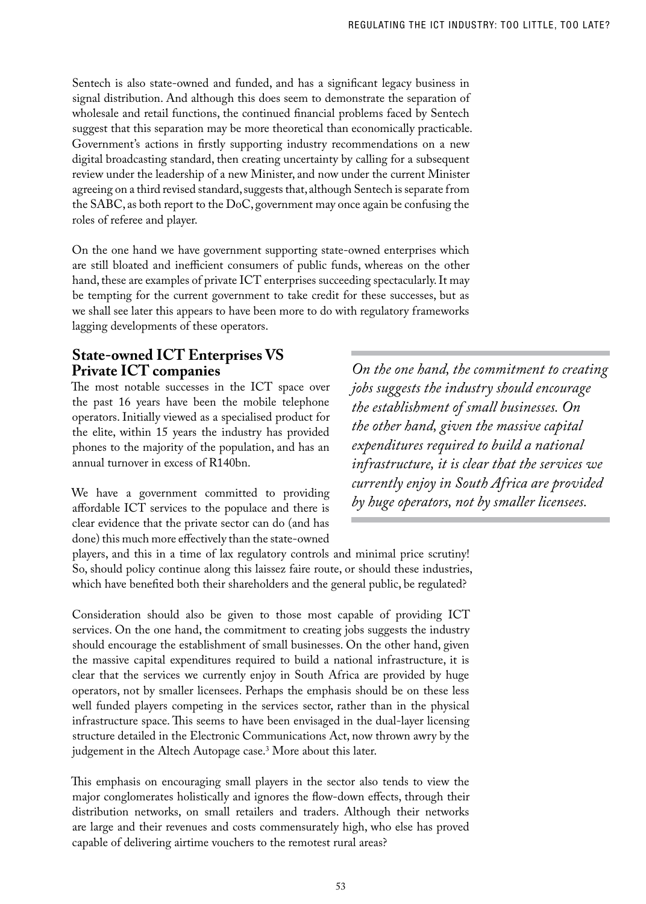Sentech is also state-owned and funded, and has a significant legacy business in signal distribution. And although this does seem to demonstrate the separation of wholesale and retail functions, the continued financial problems faced by Sentech suggest that this separation may be more theoretical than economically practicable. Government's actions in firstly supporting industry recommendations on a new digital broadcasting standard, then creating uncertainty by calling for a subsequent review under the leadership of a new Minister, and now under the current Minister agreeing on a third revised standard, suggests that, although Sentech is separate from the SABC, as both report to the DoC, government may once again be confusing the roles of referee and player.

On the one hand we have government supporting state-owned enterprises which are still bloated and inefficient consumers of public funds, whereas on the other hand, these are examples of private ICT enterprises succeeding spectacularly. It may be tempting for the current government to take credit for these successes, but as we shall see later this appears to have been more to do with regulatory frameworks lagging developments of these operators.

## State-owned ICT Enterprises VS Private ICT companies

The most notable successes in the ICT space over the past 16 years have been the mobile telephone operators. Initially viewed as a specialised product for the elite, within 15 years the industry has provided phones to the majority of the population, and has an annual turnover in excess of R140bn.

We have a government committed to providing affordable ICT services to the populace and there is clear evidence that the private sector can do (and has done) this much more effectively than the state-owned players, and this in a time of lax regulatory controls and minimal price scrutiny! So, should policy continue along this laissez faire route, or should these industries, which have benefited both their shareholders and the general public, be regulated?

> *On the one hand, the commitment to creating jobs suggests the industry should encourage the establishment of small businesses. On the other hand, given the massive capital expenditures required to build a national infrastructure, it is clear that the services we currently enjoy in South Africa are provided by huge operators, not by smaller licensees.*

Consideration should also be given to those most capable of providing ICT services. On the one hand, the commitment to creating jobs suggests the industry should encourage the establishment of small businesses. On the other hand, given the massive capital expenditures required to build a national infrastructure, it is clear that the services we currently enjoy in South Africa are provided by huge operators, not by smaller licensees. Perhaps the emphasis should be on these less well funded players competing in the services sector, rather than in the physical infrastructure space. This seems to have been envisaged in the dual-layer licensing structure detailed in the Electronic Communications Act, now thrown awry by the judgement in the Altech Autopage case.[3] More about this later.

This emphasis on encouraging small players in the sector also tends to view the major conglomerates holistically and ignores the flow-down effects, through their distribution networks, on small retailers and traders. Although their networks are large and their revenues and costs commensurately high, who else has proved capable of delivering airtime vouchers to the remotest rural areas?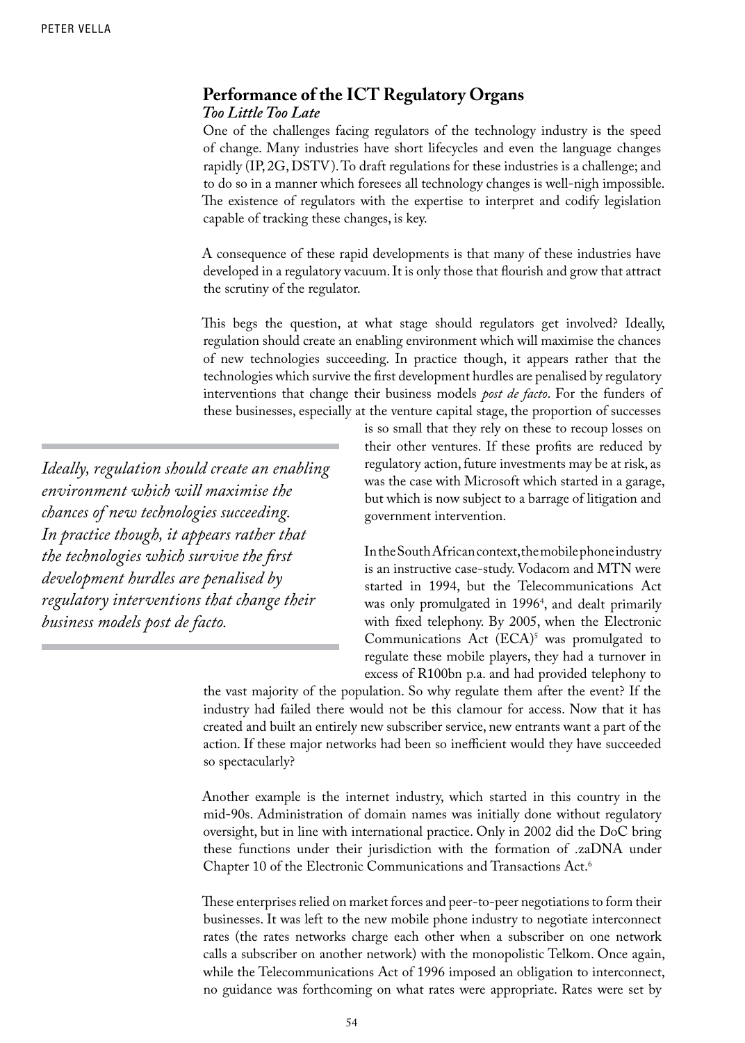## Performance of the ICT Regulatory Organs

### *Too Little Too Late*

One of the challenges facing regulators of the technology industry is the speed of change. Many industries have short lifecycles and even the language changes rapidly (IP, 2G, DSTV). To draft regulations for these industries is a challenge; and to do so in a manner which foresees all technology changes is well-nigh impossible. The existence of regulators with the expertise to interpret and codify legislation capable of tracking these changes, is key.

A consequence of these rapid developments is that many of these industries have developed in a regulatory vacuum. It is only those that flourish and grow that attract the scrutiny of the regulator.

This begs the question, at what stage should regulators get involved? Ideally, regulation should create an enabling environment which will maximise the chances of new technologies succeeding. In practice though, it appears rather that the technologies which survive the first development hurdles are penalised by regulatory interventions that change their business models *post de facto*. For the funders of these businesses, especially at the venture capital stage, the proportion of successes is so small that they rely on these to recoup losses on their other ventures. If these profits are reduced by regulatory action, future investments may be at risk, as was the case with Microsoft which started in a garage, but which is now subject to a barrage of litigation and government intervention.

> *Ideally, regulation should create an enabling environment which will maximise the chances of new technologies succeeding. In practice though, it appears rather that the technologies which survive the first development hurdles are penalised by regulatory interventions that change their business models post de facto.*

In the South African context, the mobile phone industry is an instructive case-study. Vodacom and MTN were started in 1994, but the Telecommunications Act was only promulgated in 1996[4], and dealt primarily with fixed telephony. By 2005, when the Electronic Communications Act (ECA)[5] was promulgated to regulate these mobile players, they had a turnover in excess of R100bn p.a. and had provided telephony to the vast majority of the population. So why regulate them after the event? If the industry had failed there would not be this clamour for access. Now that it has created and built an entirely new subscriber service, new entrants want a part of the action. If these major networks had been so inefficient would they have succeeded so spectacularly?

Another example is the internet industry, which started in this country in the mid-90s. Administration of domain names was initially done without regulatory oversight, but in line with international practice. Only in 2002 did the DoC bring these functions under their jurisdiction with the formation of .zaDNA under Chapter 10 of the Electronic Communications and Transactions Act.[6]

These enterprises relied on market forces and peer-to-peer negotiations to form their businesses. It was left to the new mobile phone industry to negotiate interconnect rates (the rates networks charge each other when a subscriber on one network calls a subscriber on another network) with the monopolistic Telkom. Once again, while the Telecommunications Act of 1996 imposed an obligation to interconnect, no guidance was forthcoming on what rates were appropriate. Rates were set by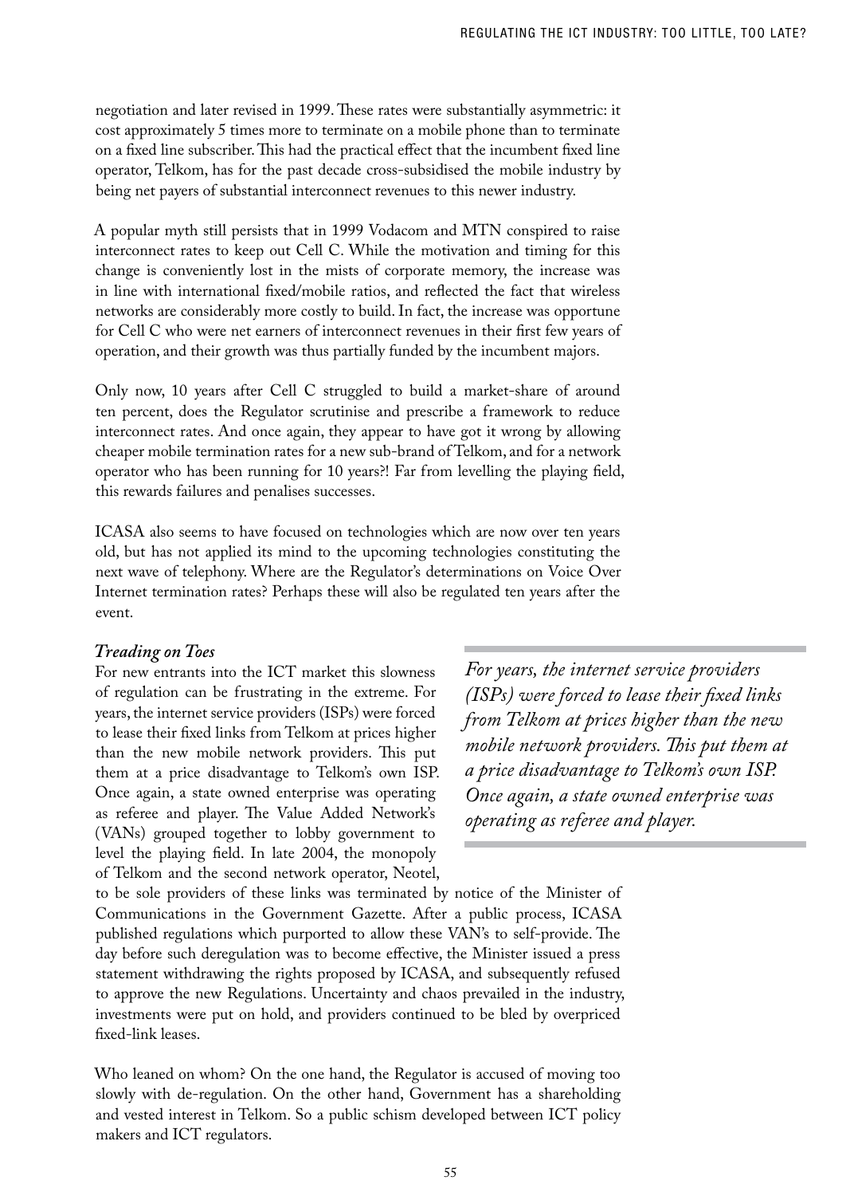negotiation and later revised in 1999. These rates were substantially asymmetric: it cost approximately 5 times more to terminate on a mobile phone than to terminate on a fixed line subscriber. This had the practical effect that the incumbent fixed line operator, Telkom, has for the past decade cross-subsidised the mobile industry by being net payers of substantial interconnect revenues to this newer industry.

A popular myth still persists that in 1999 Vodacom and MTN conspired to raise interconnect rates to keep out Cell C. While the motivation and timing for this change is conveniently lost in the mists of corporate memory, the increase was in line with international fixed/mobile ratios, and reflected the fact that wireless networks are considerably more costly to build. In fact, the increase was opportune for Cell C who were net earners of interconnect revenues in their first few years of operation, and their growth was thus partially funded by the incumbent majors.

Only now, 10 years after Cell C struggled to build a market-share of around ten percent, does the Regulator scrutinise and prescribe a framework to reduce interconnect rates. And once again, they appear to have got it wrong by allowing cheaper mobile termination rates for a new sub-brand of Telkom, and for a network operator who has been running for 10 years?! Far from levelling the playing field, this rewards failures and penalises successes.

ICASA also seems to have focused on technologies which are now over ten years old, but has not applied its mind to the upcoming technologies constituting the next wave of telephony. Where are the Regulator's determinations on Voice Over Internet termination rates? Perhaps these will also be regulated ten years after the event.

### *Treading on Toes*

For new entrants into the ICT market this slowness of regulation can be frustrating in the extreme. For years, the internet service providers (ISPs) were forced to lease their fixed links from Telkom at prices higher than the new mobile network providers. This put them at a price disadvantage to Telkom's own ISP. Once again, a state owned enterprise was operating as referee and player. The Value Added Network's (VANs) grouped together to lobby government to level the playing field. In late 2004, the monopoly of Telkom and the second network operator, Neotel, to be sole providers of these links was terminated by notice of the Minister of Communications in the Government Gazette. After a public process, ICASA published regulations which purported to allow these VAN's to self-provide. The day before such deregulation was to become effective, the Minister issued a press statement withdrawing the rights proposed by ICASA, and subsequently refused to approve the new Regulations. Uncertainty and chaos prevailed in the industry, investments were put on hold, and providers continued to be bled by overpriced fixed-link leases.

> *For years, the internet service providers (ISPs) were forced to lease their fixed links from Telkom at prices higher than the new mobile network providers. This put them at a price disadvantage to Telkom's own ISP. Once again, a state owned enterprise was operating as referee and player.*

Who leaned on whom? On the one hand, the Regulator is accused of moving too slowly with de-regulation. On the other hand, Government has a shareholding and vested interest in Telkom. So a public schism developed between ICT policy makers and ICT regulators.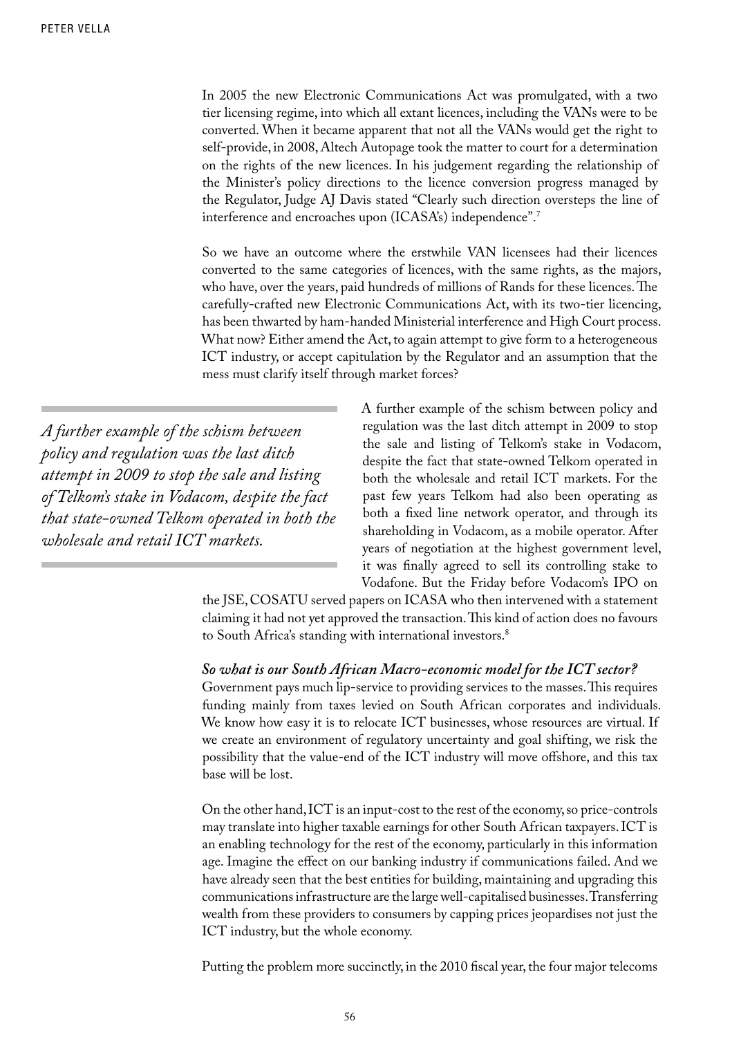In 2005 the new Electronic Communications Act was promulgated, with a two tier licensing regime, into which all extant licences, including the VANs were to be converted. When it became apparent that not all the VANs would get the right to self-provide, in 2008, Altech Autopage took the matter to court for a determination on the rights of the new licences. In his judgement regarding the relationship of the Minister's policy directions to the licence conversion progress managed by the Regulator, Judge AJ Davis stated "Clearly such direction oversteps the line of interference and encroaches upon (ICASA's) independence".[7]

So we have an outcome where the erstwhile VAN licensees had their licences converted to the same categories of licences, with the same rights, as the majors, who have, over the years, paid hundreds of millions of Rands for these licences. The carefully-crafted new Electronic Communications Act, with its two-tier licencing, has been thwarted by ham-handed Ministerial interference and High Court process. What now? Either amend the Act, to again attempt to give form to a heterogeneous ICT industry, or accept capitulation by the Regulator and an assumption that the mess must clarify itself through market forces?

*A further example of the schism between policy and regulation was the last ditch attempt in 2009 to stop the sale and listing of Telkom's stake in Vodacom, despite the fact that state-owned Telkom operated in both the wholesale and retail ICT markets.*

A further example of the schism between policy and regulation was the last ditch attempt in 2009 to stop the sale and listing of Telkom's stake in Vodacom, despite the fact that state-owned Telkom operated in both the wholesale and retail ICT markets. For the past few years Telkom had also been operating as both a fixed line network operator, and through its shareholding in Vodacom, as a mobile operator. After years of negotiation at the highest government level, it was finally agreed to sell its controlling stake to Vodafone. But the Friday before Vodacom's IPO on the JSE, COSATU served papers on ICASA who then intervened with a statement claiming it had not yet approved the transaction. This kind of action does no favours to South Africa's standing with international investors.[8]

***So what is our South African Macro-economic model for the ICT sector?***

Government pays much lip-service to providing services to the masses. This requires funding mainly from taxes levied on South African corporates and individuals. We know how easy it is to relocate ICT businesses, whose resources are virtual. If we create an environment of regulatory uncertainty and goal shifting, we risk the possibility that the value-end of the ICT industry will move offshore, and this tax base will be lost.

On the other hand, ICT is an input-cost to the rest of the economy, so price-controls may translate into higher taxable earnings for other South African taxpayers. ICT is an enabling technology for the rest of the economy, particularly in this information age. Imagine the effect on our banking industry if communications failed. And we have already seen that the best entities for building, maintaining and upgrading this communications infrastructure are the large well-capitalised businesses. Transferring wealth from these providers to consumers by capping prices jeopardises not just the ICT industry, but the whole economy.

Putting the problem more succinctly, in the 2010 fiscal year, the four major telecoms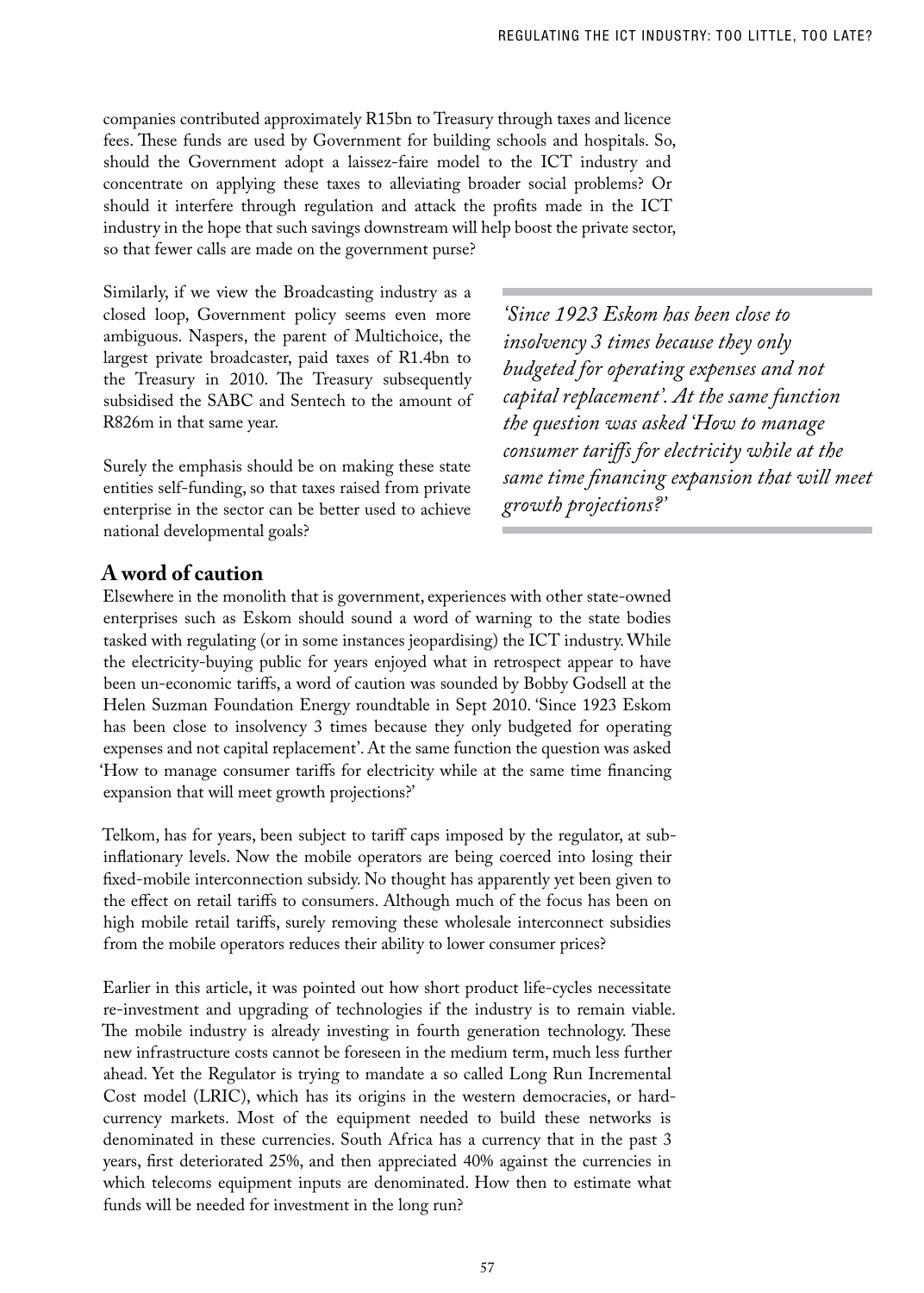companies contributed approximately R15bn to Treasury through taxes and licence fees. These funds are used by Government for building schools and hospitals. So, should the Government adopt a laissez-faire model to the ICT industry and concentrate on applying these taxes to alleviating broader social problems? Or should it interfere through regulation and attack the profits made in the ICT industry in the hope that such savings downstream will help boost the private sector, so that fewer calls are made on the government purse?

Similarly, if we view the Broadcasting industry as a closed loop, Government policy seems even more ambiguous. Naspers, the parent of Multichoice, the largest private broadcaster, paid taxes of R1.4bn to the Treasury in 2010. The Treasury subsequently subsidised the SABC and Sentech to the amount of R826m in that same year.

Surely the emphasis should be on making these state entities self-funding, so that taxes raised from private enterprise in the sector can be better used to achieve national developmental goals?

> *'Since 1923 Eskom has been close to insolvency 3 times because they only budgeted for operating expenses and not capital replacement'. At the same function the question was asked 'How to manage consumer tariffs for electricity while at the same time financing expansion that will meet growth projections?'*

## A word of caution

Elsewhere in the monolith that is government, experiences with other state-owned enterprises such as Eskom should sound a word of warning to the state bodies tasked with regulating (or in some instances jeopardising) the ICT industry. While the electricity-buying public for years enjoyed what in retrospect appear to have been un-economic tariffs, a word of caution was sounded by Bobby Godsell at the Helen Suzman Foundation Energy roundtable in Sept 2010. 'Since 1923 Eskom has been close to insolvency 3 times because they only budgeted for operating expenses and not capital replacement'. At the same function the question was asked 'How to manage consumer tariffs for electricity while at the same time financing expansion that will meet growth projections?'

Telkom, has for years, been subject to tariff caps imposed by the regulator, at sub-inflationary levels. Now the mobile operators are being coerced into losing their fixed-mobile interconnection subsidy. No thought has apparently yet been given to the effect on retail tariffs to consumers. Although much of the focus has been on high mobile retail tariffs, surely removing these wholesale interconnect subsidies from the mobile operators reduces their ability to lower consumer prices?

Earlier in this article, it was pointed out how short product life-cycles necessitate re-investment and upgrading of technologies if the industry is to remain viable. The mobile industry is already investing in fourth generation technology. These new infrastructure costs cannot be foreseen in the medium term, much less further ahead. Yet the Regulator is trying to mandate a so called Long Run Incremental Cost model (LRIC), which has its origins in the western democracies, or hard-currency markets. Most of the equipment needed to build these networks is denominated in these currencies. South Africa has a currency that in the past 3 years, first deteriorated 25%, and then appreciated 40% against the currencies in which telecoms equipment inputs are denominated. How then to estimate what funds will be needed for investment in the long run?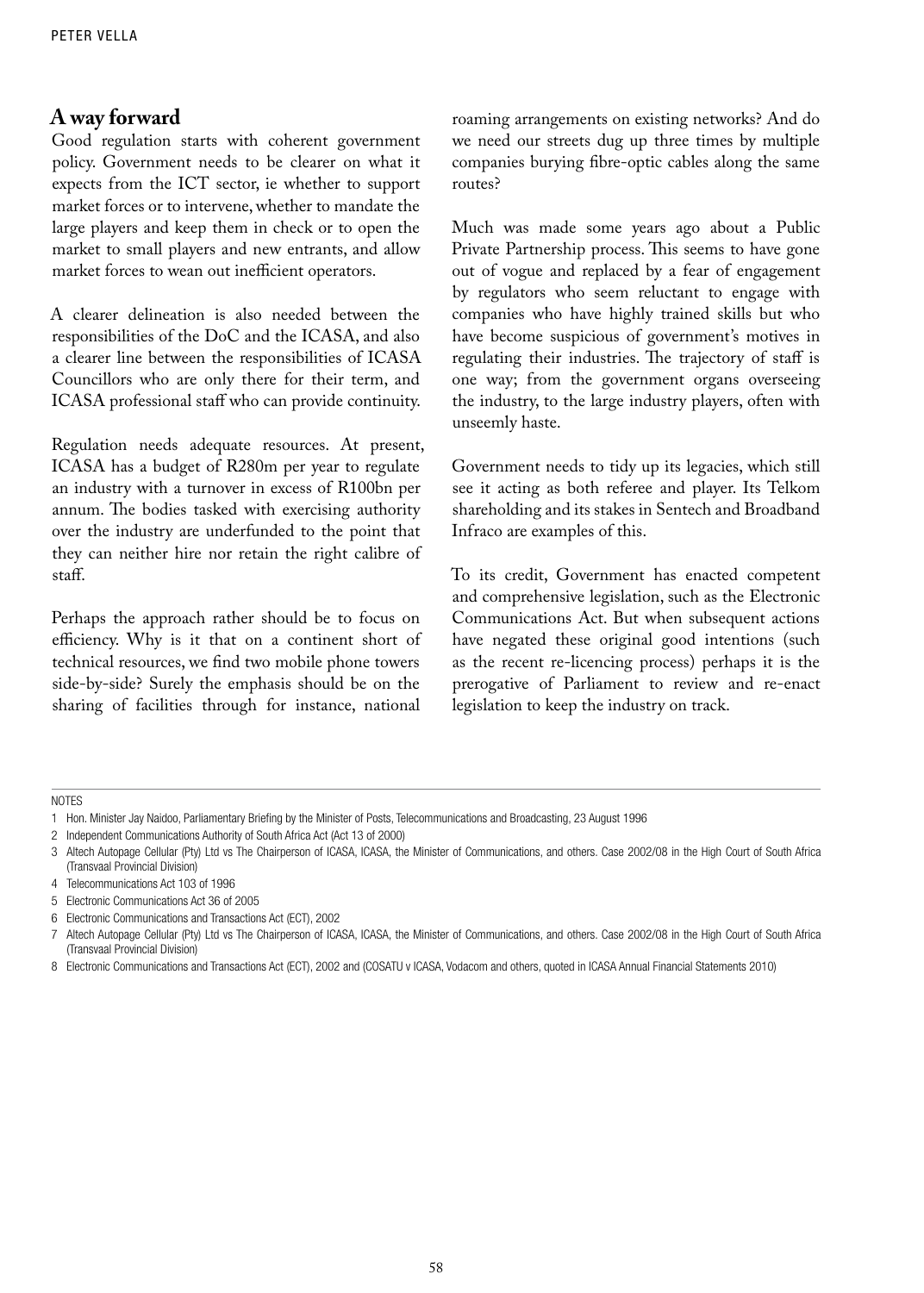## A way forward

Good regulation starts with coherent government policy. Government needs to be clearer on what it expects from the ICT sector, ie whether to support market forces or to intervene, whether to mandate the large players and keep them in check or to open the market to small players and new entrants, and allow market forces to wean out inefficient operators.

A clearer delineation is also needed between the responsibilities of the DoC and the ICASA, and also a clearer line between the responsibilities of ICASA Councillors who are only there for their term, and ICASA professional staff who can provide continuity.

Regulation needs adequate resources. At present, ICASA has a budget of R280m per year to regulate an industry with a turnover in excess of R100bn per annum. The bodies tasked with exercising authority over the industry are underfunded to the point that they can neither hire nor retain the right calibre of staff.

Perhaps the approach rather should be to focus on efficiency. Why is it that on a continent short of technical resources, we find two mobile phone towers side-by-side? Surely the emphasis should be on the sharing of facilities through for instance, national roaming arrangements on existing networks? And do we need our streets dug up three times by multiple companies burying fibre-optic cables along the same routes?

Much was made some years ago about a Public Private Partnership process. This seems to have gone out of vogue and replaced by a fear of engagement by regulators who seem reluctant to engage with companies who have highly trained skills but who have become suspicious of government's motives in regulating their industries. The trajectory of staff is one way; from the government organs overseeing the industry, to the large industry players, often with unseemly haste.

Government needs to tidy up its legacies, which still see it acting as both referee and player. Its Telkom shareholding and its stakes in Sentech and Broadband Infraco are examples of this.

To its credit, Government has enacted competent and comprehensive legislation, such as the Electronic Communications Act. But when subsequent actions have negated these original good intentions (such as the recent re-licencing process) perhaps it is the prerogative of Parliament to review and re-enact legislation to keep the industry on track.

NOTES

1 Hon. Minister Jay Naidoo, Parliamentary Briefing by the Minister of Posts, Telecommunications and Broadcasting, 23 August 1996
2 Independent Communications Authority of South Africa Act (Act 13 of 2000)
3 Altech Autopage Cellular (Pty) Ltd vs The Chairperson of ICASA, ICASA, the Minister of Communications, and others. Case 2002/08 in the High Court of South Africa (Transvaal Provincial Division)
4 Telecommunications Act 103 of 1996
5 Electronic Communications Act 36 of 2005
6 Electronic Communications and Transactions Act (ECT), 2002
7 Altech Autopage Cellular (Pty) Ltd vs The Chairperson of ICASA, ICASA, the Minister of Communications, and others. Case 2002/08 in the High Court of South Africa (Transvaal Provincial Division)
8 Electronic Communications and Transactions Act (ECT), 2002 and (COSATU v ICASA, Vodacom and others, quoted in ICASA Annual Financial Statements 2010)